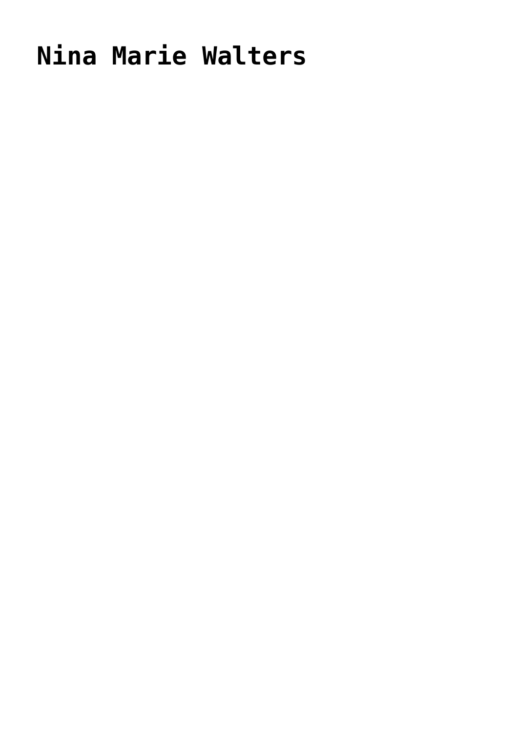# Nina Marie Walters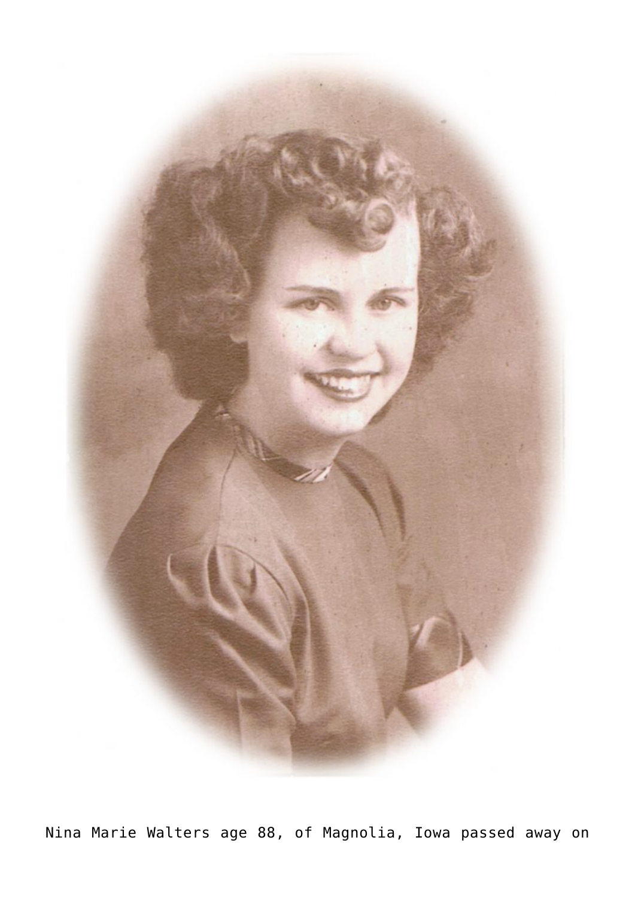Nina Marie Walters age 88, of Magnolia, Iowa passed away on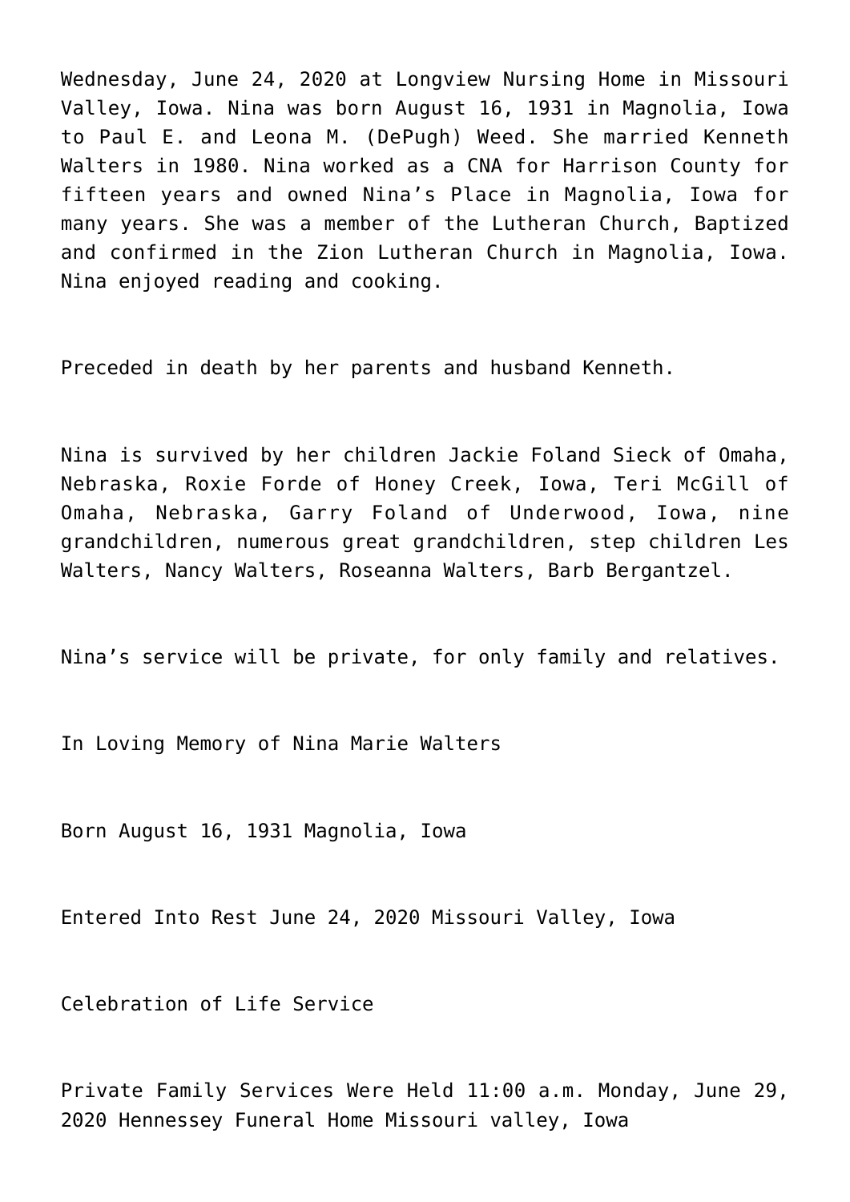Wednesday, June 24, 2020 at Longview Nursing Home in Missouri Valley, Iowa. Nina was born August 16, 1931 in Magnolia, Iowa to Paul E. and Leona M. (DePugh) Weed. She married Kenneth Walters in 1980. Nina worked as a CNA for Harrison County for fifteen years and owned Nina's Place in Magnolia, Iowa for many years. She was a member of the Lutheran Church, Baptized and confirmed in the Zion Lutheran Church in Magnolia, Iowa. Nina enjoyed reading and cooking.

Preceded in death by her parents and husband Kenneth.

Nina is survived by her children Jackie Foland Sieck of Omaha, Nebraska, Roxie Forde of Honey Creek, Iowa, Teri McGill of Omaha, Nebraska, Garry Foland of Underwood, Iowa, nine grandchildren, numerous great grandchildren, step children Les Walters, Nancy Walters, Roseanna Walters, Barb Bergantzel.

Nina's service will be private, for only family and relatives.

In Loving Memory of Nina Marie Walters

Born August 16, 1931 Magnolia, Iowa

Entered Into Rest June 24, 2020 Missouri Valley, Iowa

Celebration of Life Service

Private Family Services Were Held 11:00 a.m. Monday, June 29, 2020 Hennessey Funeral Home Missouri valley, Iowa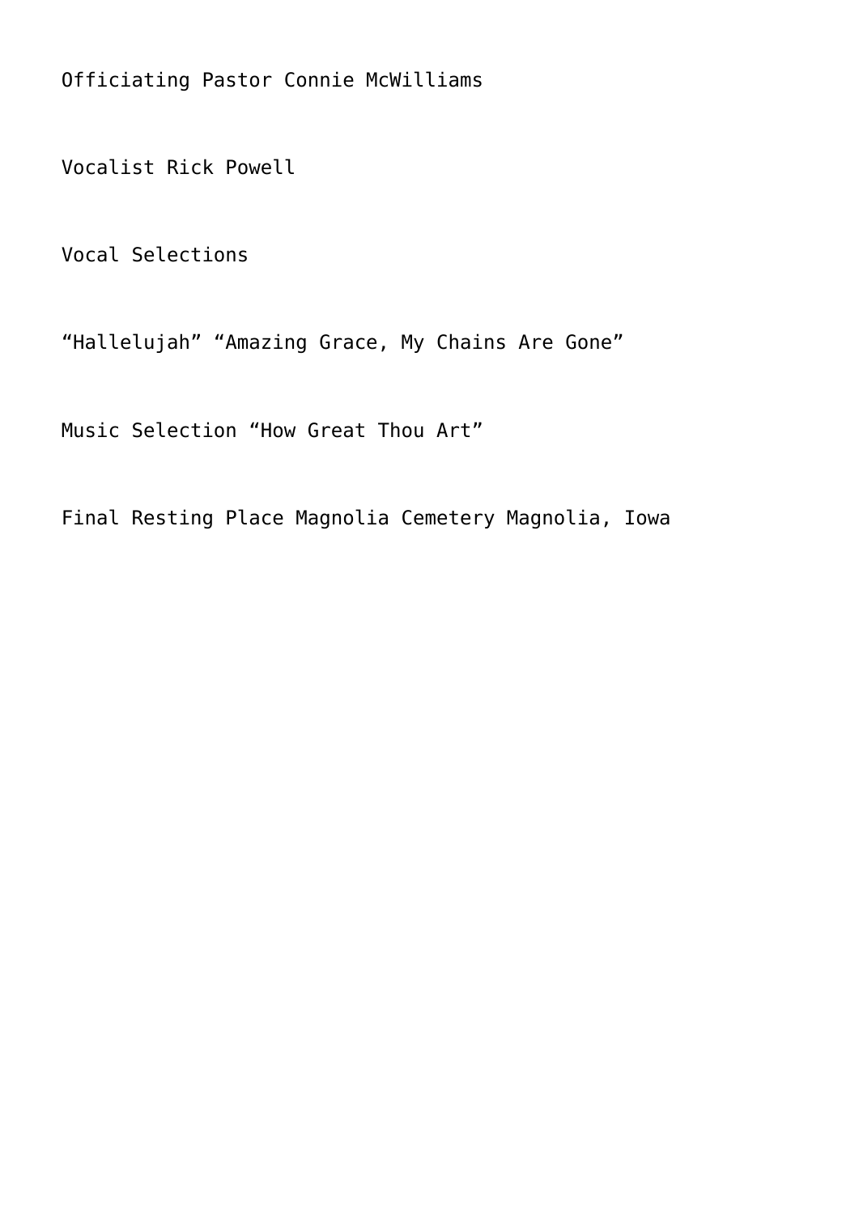Officiating Pastor Connie McWilliams

Vocalist Rick Powell

Vocal Selections

“Hallelujah” “Amazing Grace, My Chains Are Gone”

Music Selection “How Great Thou Art”

Final Resting Place Magnolia Cemetery Magnolia, Iowa